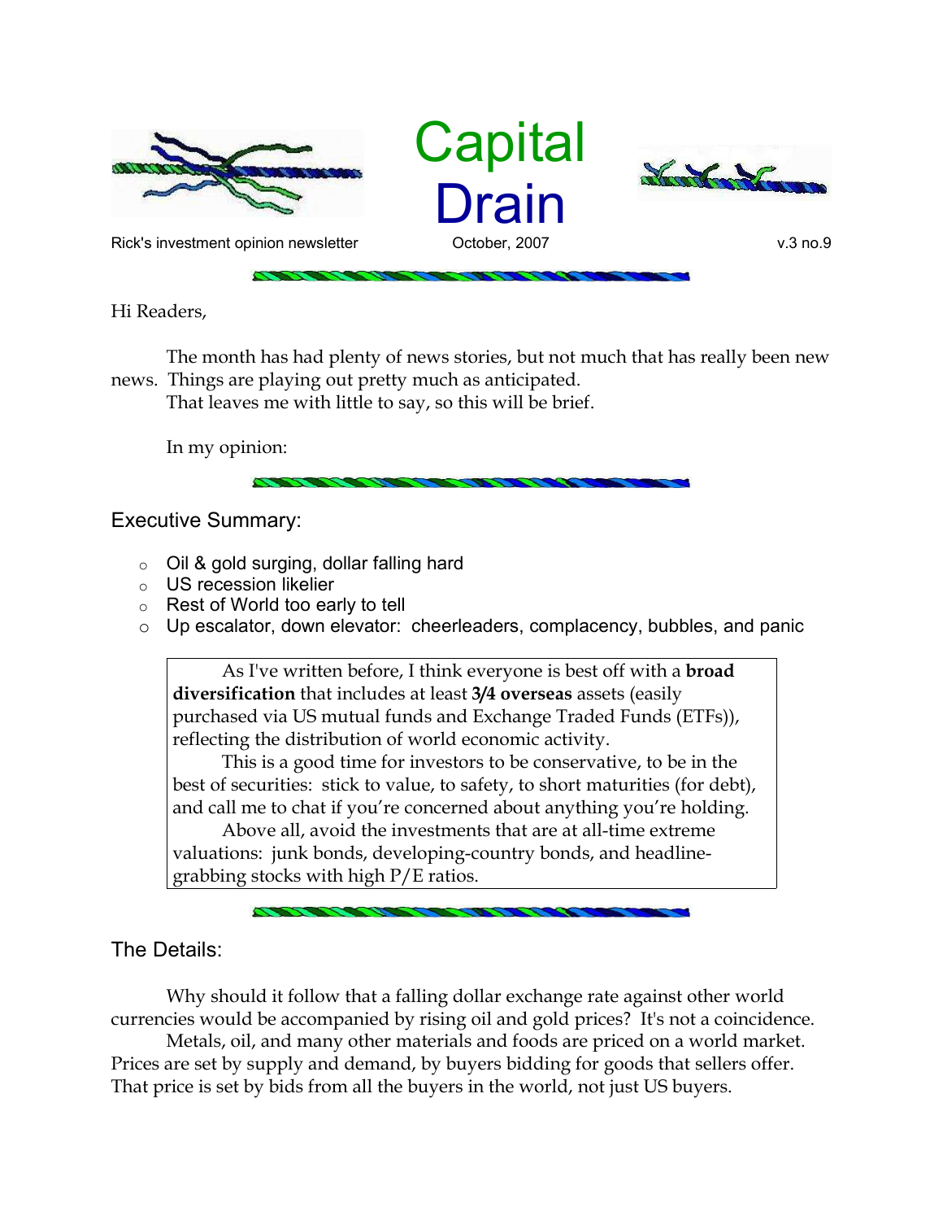# Capital Drain

Rick's investment opinion newsletter October, 2007 v.3 no.9

Hi Readers,

The month has had plenty of news stories, but not much that has really been new news. Things are playing out pretty much as anticipated.

That leaves me with little to say, so this will be brief.

In my opinion:

## Executive Summary:

- Oil & gold surging, dollar falling hard
- US recession likelier
- Rest of World too early to tell
- Up escalator, down elevator: cheerleaders, complacency, bubbles, and panic

> As I've written before, I think everyone is best off with a **broad diversification** that includes at least **3/4 overseas** assets (easily purchased via US mutual funds and Exchange Traded Funds (ETFs)), reflecting the distribution of world economic activity.
>
> This is a good time for investors to be conservative, to be in the best of securities: stick to value, to safety, to short maturities (for debt), and call me to chat if you're concerned about anything you're holding.
>
> Above all, avoid the investments that are at all-time extreme valuations: junk bonds, developing-country bonds, and headline-grabbing stocks with high P/E ratios.

## The Details:

Why should it follow that a falling dollar exchange rate against other world currencies would be accompanied by rising oil and gold prices? It's not a coincidence.

Metals, oil, and many other materials and foods are priced on a world market. Prices are set by supply and demand, by buyers bidding for goods that sellers offer. That price is set by bids from all the buyers in the world, not just US buyers.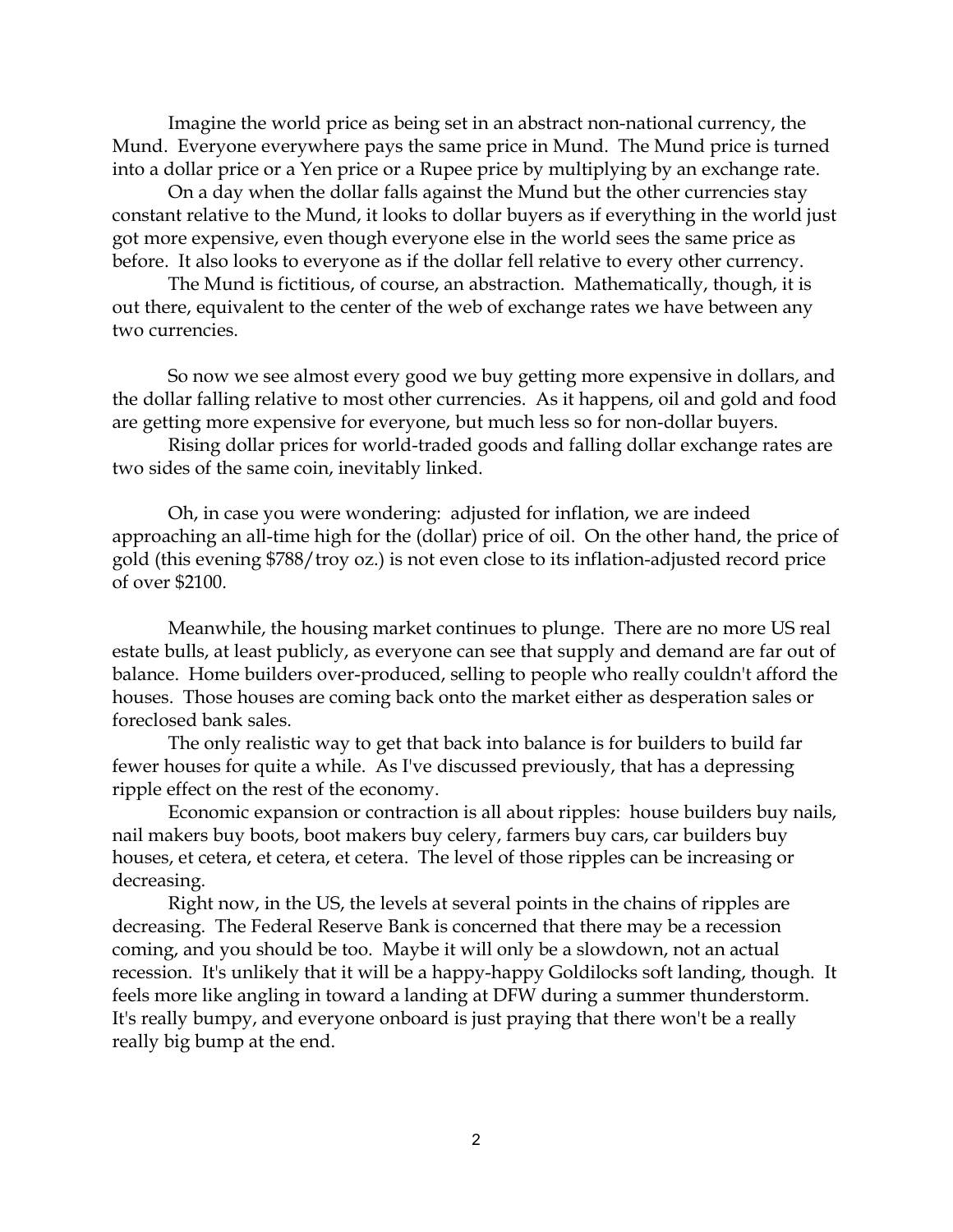Imagine the world price as being set in an abstract non-national currency, the Mund. Everyone everywhere pays the same price in Mund. The Mund price is turned into a dollar price or a Yen price or a Rupee price by multiplying by an exchange rate.

On a day when the dollar falls against the Mund but the other currencies stay constant relative to the Mund, it looks to dollar buyers as if everything in the world just got more expensive, even though everyone else in the world sees the same price as before. It also looks to everyone as if the dollar fell relative to every other currency.

The Mund is fictitious, of course, an abstraction. Mathematically, though, it is out there, equivalent to the center of the web of exchange rates we have between any two currencies.

So now we see almost every good we buy getting more expensive in dollars, and the dollar falling relative to most other currencies. As it happens, oil and gold and food are getting more expensive for everyone, but much less so for non-dollar buyers.

Rising dollar prices for world-traded goods and falling dollar exchange rates are two sides of the same coin, inevitably linked.

Oh, in case you were wondering: adjusted for inflation, we are indeed approaching an all-time high for the (dollar) price of oil. On the other hand, the price of gold (this evening $788/troy oz.) is not even close to its inflation-adjusted record price of over $2100.

Meanwhile, the housing market continues to plunge. There are no more US real estate bulls, at least publicly, as everyone can see that supply and demand are far out of balance. Home builders over-produced, selling to people who really couldn't afford the houses. Those houses are coming back onto the market either as desperation sales or foreclosed bank sales.

The only realistic way to get that back into balance is for builders to build far fewer houses for quite a while. As I've discussed previously, that has a depressing ripple effect on the rest of the economy.

Economic expansion or contraction is all about ripples: house builders buy nails, nail makers buy boots, boot makers buy celery, farmers buy cars, car builders buy houses, et cetera, et cetera, et cetera. The level of those ripples can be increasing or decreasing.

Right now, in the US, the levels at several points in the chains of ripples are decreasing. The Federal Reserve Bank is concerned that there may be a recession coming, and you should be too. Maybe it will only be a slowdown, not an actual recession. It's unlikely that it will be a happy-happy Goldilocks soft landing, though. It feels more like angling in toward a landing at DFW during a summer thunderstorm. It's really bumpy, and everyone onboard is just praying that there won't be a really really big bump at the end.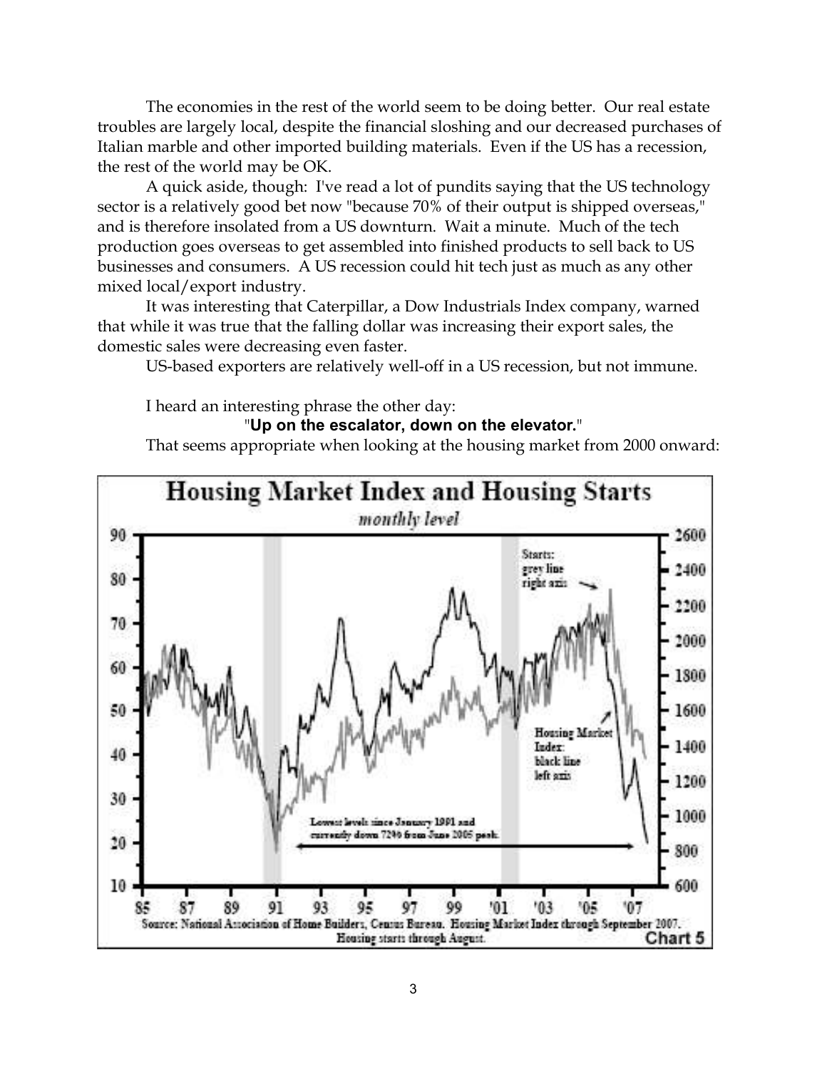The economies in the rest of the world seem to be doing better. Our real estate troubles are largely local, despite the financial sloshing and our decreased purchases of Italian marble and other imported building materials. Even if the US has a recession, the rest of the world may be OK.

A quick aside, though: I've read a lot of pundits saying that the US technology sector is a relatively good bet now "because 70% of their output is shipped overseas," and is therefore insolated from a US downturn. Wait a minute. Much of the tech production goes overseas to get assembled into finished products to sell back to US businesses and consumers. A US recession could hit tech just as much as any other mixed local/export industry.

It was interesting that Caterpillar, a Dow Industrials Index company, warned that while it was true that the falling dollar was increasing their export sales, the domestic sales were decreasing even faster.

US-based exporters are relatively well-off in a US recession, but not immune.

I heard an interesting phrase the other day:

"**Up on the escalator, down on the elevator.**"

That seems appropriate when looking at the housing market from 2000 onward:

**Housing Market Index and Housing Starts**
*monthly level*

Starts: grey line right axis

Housing Market Index: black line left axis

Lowest levels since January 1991 and currently down 72% from June 2005 peak.

Source: National Association of Home Builders, Census Bureau. Housing Market Index through September 2007. Housing starts through August.

Chart 5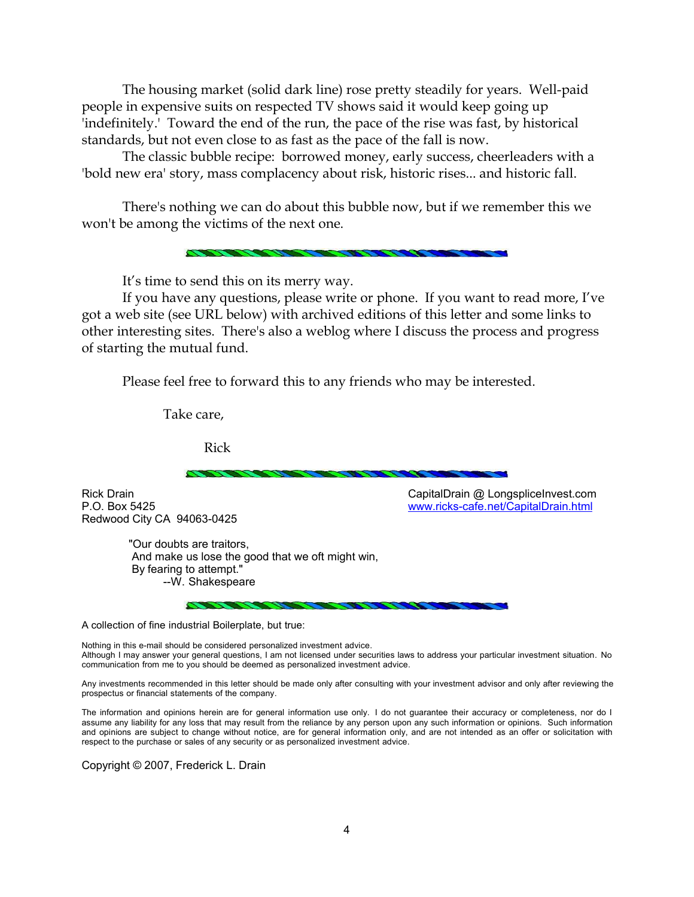The housing market (solid dark line) rose pretty steadily for years. Well-paid people in expensive suits on respected TV shows said it would keep going up 'indefinitely.' Toward the end of the run, the pace of the rise was fast, by historical standards, but not even close to as fast as the pace of the fall is now.

The classic bubble recipe: borrowed money, early success, cheerleaders with a 'bold new era' story, mass complacency about risk, historic rises... and historic fall.

There's nothing we can do about this bubble now, but if we remember this we won't be among the victims of the next one.

---

It's time to send this on its merry way.

If you have any questions, please write or phone. If you want to read more, I've got a web site (see URL below) with archived editions of this letter and some links to other interesting sites. There's also a weblog where I discuss the process and progress of starting the mutual fund.

Please feel free to forward this to any friends who may be interested.

Take care,

Rick

---

Rick Drain
P.O. Box 5425
Redwood City CA 94063-0425

CapitalDrain @ LongspliceInvest.com
www.ricks-cafe.net/CapitalDrain.html

"Our doubts are traitors,
And make us lose the good that we oft might win,
By fearing to attempt."
--W. Shakespeare

---

A collection of fine industrial Boilerplate, but true:

Nothing in this e-mail should be considered personalized investment advice.
Although I may answer your general questions, I am not licensed under securities laws to address your particular investment situation. No communication from me to you should be deemed as personalized investment advice.

Any investments recommended in this letter should be made only after consulting with your investment advisor and only after reviewing the prospectus or financial statements of the company.

The information and opinions herein are for general information use only. I do not guarantee their accuracy or completeness, nor do I assume any liability for any loss that may result from the reliance by any person upon any such information or opinions. Such information and opinions are subject to change without notice, are for general information only, and are not intended as an offer or solicitation with respect to the purchase or sales of any security or as personalized investment advice.

Copyright © 2007, Frederick L. Drain